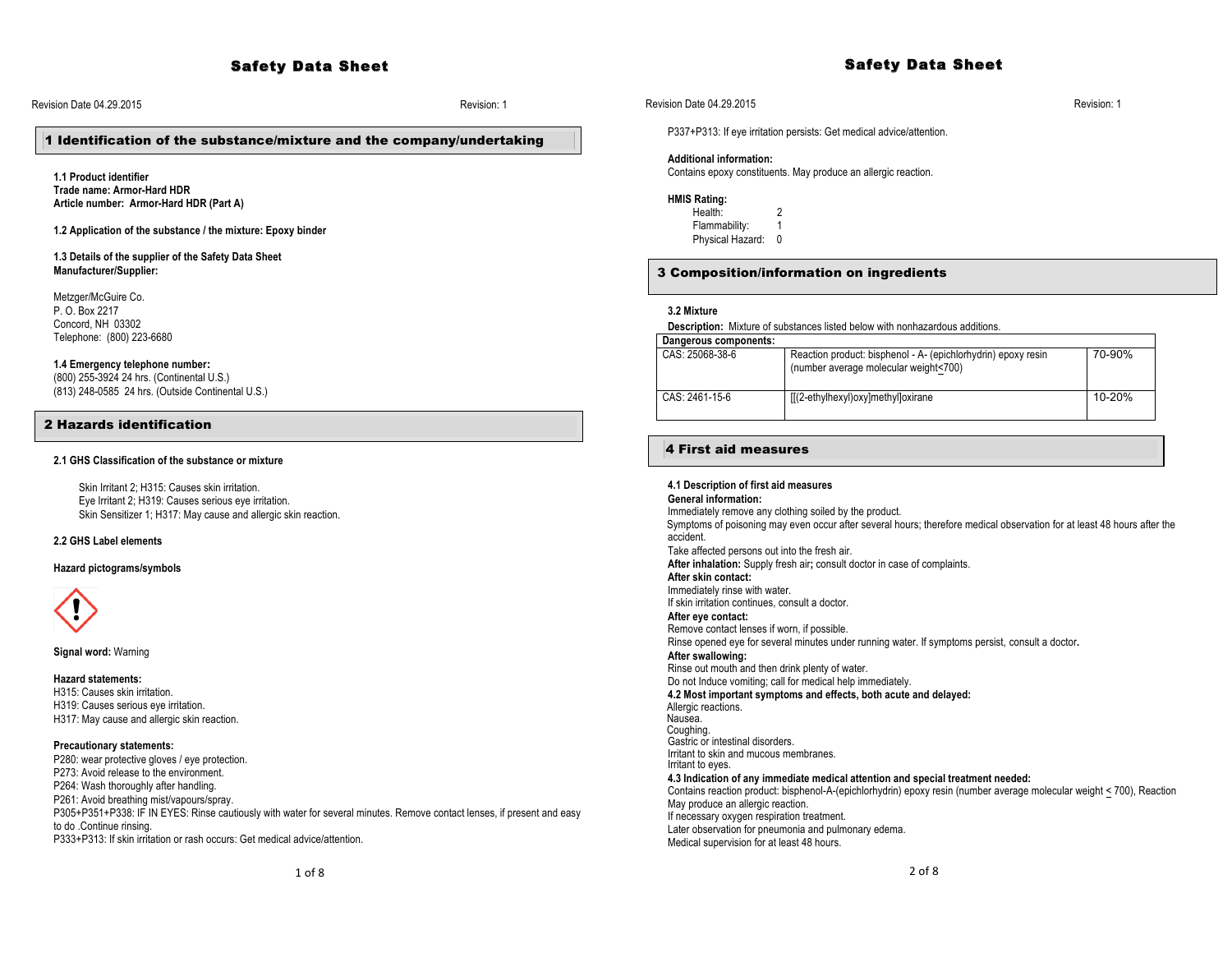# Safety Data Sheet

Revision Date 04.29.2015 Revision: 1

## 1 Identification of the substance/mixture and the company/undertaking

**1.1 Product identifier**
**Trade name: Armor-Hard HDR**
**Article number: Armor-Hard HDR (Part A)**

**1.2 Application of the substance / the mixture: Epoxy binder**

**1.3 Details of the supplier of the Safety Data Sheet**
**Manufacturer/Supplier:**

Metzger/McGuire Co.
P. O. Box 2217
Concord, NH 03302
Telephone: (800) 223-6680

**1.4 Emergency telephone number:**
(800) 255-3924 24 hrs. (Continental U.S.)
(813) 248-0585 24 hrs. (Outside Continental U.S.)

## 2 Hazards identification

**2.1 GHS Classification of the substance or mixture**

Skin Irritant 2; H315: Causes skin irritation.
Eye Irritant 2; H319: Causes serious eye irritation.
Skin Sensitizer 1; H317: May cause and allergic skin reaction.

**2.2 GHS Label elements**

**Hazard pictograms/symbols**

**Signal word:** Warning

**Hazard statements:**
H315: Causes skin irritation.
H319: Causes serious eye irritation.
H317: May cause and allergic skin reaction.

**Precautionary statements:**
P280: wear protective gloves / eye protection.
P273: Avoid release to the environment.
P264: Wash thoroughly after handling.
P261: Avoid breathing mist/vapours/spray.
P305+P351+P338: IF IN EYES: Rinse cautiously with water for several minutes. Remove contact lenses, if present and easy to do .Continue rinsing.
P333+P313: If skin irritation or rash occurs: Get medical advice/attention.
P337+P313: If eye irritation persists: Get medical advice/attention.

**Additional information:**
Contains epoxy constituents. May produce an allergic reaction.

**HMIS Rating:**
Health: 2
Flammability: 1
Physical Hazard: 0

## 3 Composition/information on ingredients

**3.2 Mixture**

**Description:** Mixture of substances listed below with nonhazardous additions.

| Dangerous components: | | |
|---|---|---|
| CAS: 25068-38-6 | Reaction product: bisphenol - A- (epichlorhydrin) epoxy resin (number average molecular weight≤700) | 70-90% |
| CAS: 2461-15-6 | [[(2-ethylhexyl)oxy]methyl]oxirane | 10-20% |

## 4 First aid measures

**4.1 Description of first aid measures**
**General information:**
Immediately remove any clothing soiled by the product.
Symptoms of poisoning may even occur after several hours; therefore medical observation for at least 48 hours after the accident.
Take affected persons out into the fresh air.
**After inhalation:** Supply fresh air**;** consult doctor in case of complaints.
**After skin contact:**
Immediately rinse with water.
If skin irritation continues, consult a doctor.
**After eye contact:**
Remove contact lenses if worn, if possible.
Rinse opened eye for several minutes under running water. If symptoms persist, consult a doctor**.**
**After swallowing:**
Rinse out mouth and then drink plenty of water.
Do not Induce vomiting; call for medical help immediately.
**4.2 Most important symptoms and effects, both acute and delayed:**
Allergic reactions.
Nausea.
Coughing.
Gastric or intestinal disorders.
Irritant to skin and mucous membranes.
Irritant to eyes.
**4.3 Indication of any immediate medical attention and special treatment needed:**
Contains reaction product: bisphenol-A-(epichlorhydrin) epoxy resin (number average molecular weight ≤ 700), Reaction May produce an allergic reaction.
If necessary oxygen respiration treatment.
Later observation for pneumonia and pulmonary edema.
Medical supervision for at least 48 hours.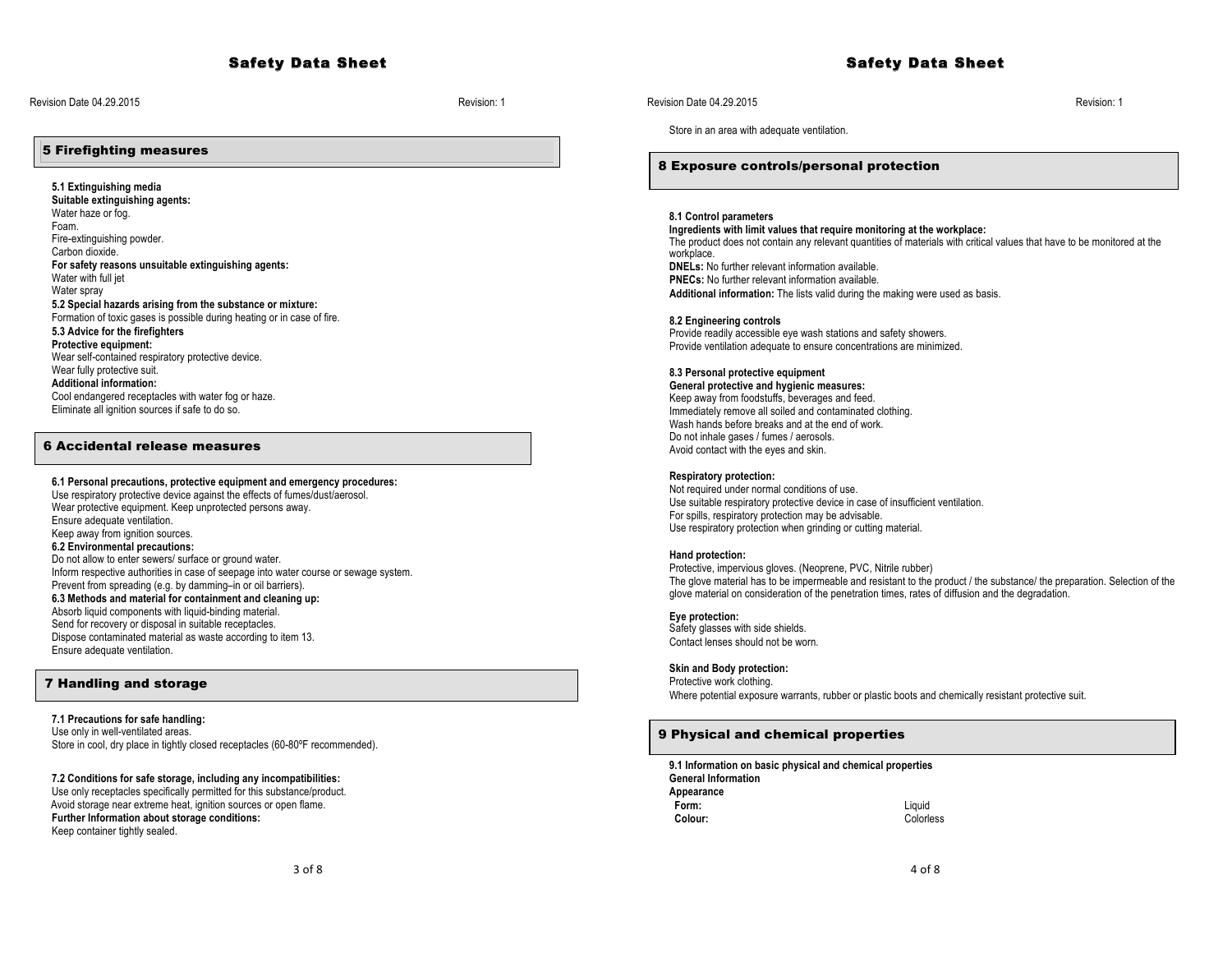## 5 Firefighting measures

**5.1 Extinguishing media**
**Suitable extinguishing agents:**
Water haze or fog.
Foam.
Fire-extinguishing powder.
Carbon dioxide.
**For safety reasons unsuitable extinguishing agents:**
Water with full jet
Water spray
**5.2 Special hazards arising from the substance or mixture:**
Formation of toxic gases is possible during heating or in case of fire.
**5.3 Advice for the firefighters**
**Protective equipment:**
Wear self-contained respiratory protective device.
Wear fully protective suit.
**Additional information:**
Cool endangered receptacles with water fog or haze.
Eliminate all ignition sources if safe to do so.

## 6 Accidental release measures

**6.1 Personal precautions, protective equipment and emergency procedures:**
Use respiratory protective device against the effects of fumes/dust/aerosol.
Wear protective equipment. Keep unprotected persons away.
Ensure adequate ventilation.
Keep away from ignition sources.
**6.2 Environmental precautions:**
Do not allow to enter sewers/ surface or ground water.
Inform respective authorities in case of seepage into water course or sewage system.
Prevent from spreading (e.g. by damming–in or oil barriers).
**6.3 Methods and material for containment and cleaning up:**
Absorb liquid components with liquid-binding material.
Send for recovery or disposal in suitable receptacles.
Dispose contaminated material as waste according to item 13.
Ensure adequate ventilation.

## 7 Handling and storage

**7.1 Precautions for safe handling:**
Use only in well-ventilated areas.
Store in cool, dry place in tightly closed receptacles (60-80ºF recommended).

**7.2 Conditions for safe storage, including any incompatibilities:**
Use only receptacles specifically permitted for this substance/product.
Avoid storage near extreme heat, ignition sources or open flame.
**Further Information about storage conditions:**
Keep container tightly sealed.
Store in an area with adequate ventilation.

## 8 Exposure controls/personal protection

**8.1 Control parameters**
**Ingredients with limit values that require monitoring at the workplace:**
The product does not contain any relevant quantities of materials with critical values that have to be monitored at the workplace.
**DNELs:** No further relevant information available.
**PNECs:** No further relevant information available.
**Additional information:** The lists valid during the making were used as basis.

**8.2 Engineering controls**
Provide readily accessible eye wash stations and safety showers.
Provide ventilation adequate to ensure concentrations are minimized.

**8.3 Personal protective equipment**
**General protective and hygienic measures:**
Keep away from foodstuffs, beverages and feed.
Immediately remove all soiled and contaminated clothing.
Wash hands before breaks and at the end of work.
Do not inhale gases / fumes / aerosols.
Avoid contact with the eyes and skin.

**Respiratory protection:**
Not required under normal conditions of use.
Use suitable respiratory protective device in case of insufficient ventilation.
For spills, respiratory protection may be advisable.
Use respiratory protection when grinding or cutting material.

**Hand protection:**
Protective, impervious gloves. (Neoprene, PVC, Nitrile rubber)
The glove material has to be impermeable and resistant to the product / the substance/ the preparation. Selection of the glove material on consideration of the penetration times, rates of diffusion and the degradation.

**Eye protection:**
Safety glasses with side shields.
Contact lenses should not be worn.

**Skin and Body protection:**
Protective work clothing.
Where potential exposure warrants, rubber or plastic boots and chemically resistant protective suit.

## 9 Physical and chemical properties

**9.1 Information on basic physical and chemical properties**
**General Information**
**Appearance**

| | |
|---|---|
| **Form:** | Liquid |
| **Colour:** | Colorless |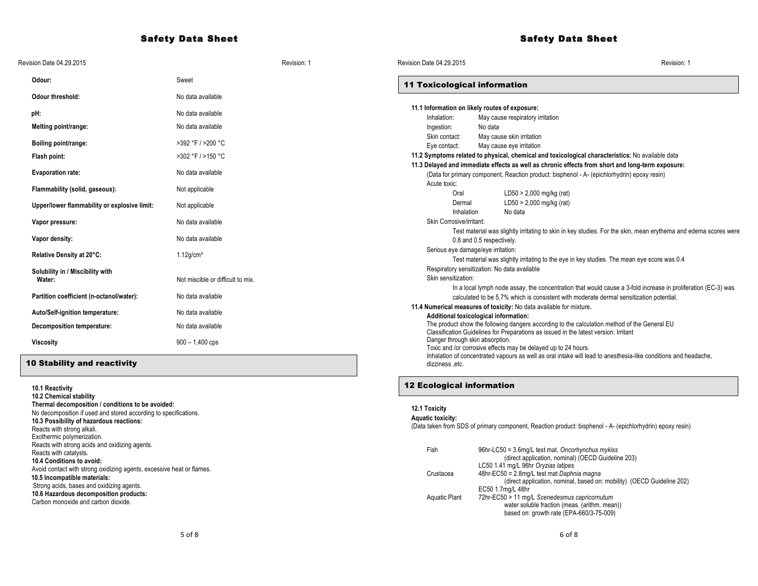| | |
|---|---|
| **Odour:** | Sweet |
| **Odour threshold:** | No data available |
| **pH:** | No data available |
| **Melting point/range:** | No data available |
| **Boiling point/range:** | >392 °F / >200 °C |
| **Flash point:** | >302 °F / >150 °C |
| **Evaporation rate:** | No data available |
| **Flammability (solid, gaseous):** | Not applicable |
| **Upper/lower flammability or explosive limit:** | Not applicable |
| **Vapor pressure:** | No data available |
| **Vapor density:** | No data available |
| **Relative Density at 20°C:** | 1.12g/cm³ |
| **Solubility in / Miscibility with Water:** | Not miscible or difficult to mix. |
| **Partition coefficient (n-octanol/water):** | No data available |
| **Auto/Self-ignition temperature:** | No data available |
| **Decomposition temperature:** | No data available |
| **Viscosity** | 900 – 1,400 cps |

## 10 Stability and reactivity

**10.1 Reactivity**

**10.2 Chemical stability**

**Thermal decomposition / conditions to be avoided:**
No decomposition if used and stored according to specifications.

**10.3 Possibility of hazardous reactions:**
Reacts with strong alkali.
Exothermic polymerization.
Reacts with strong acids and oxidizing agents.
Reacts with catalysts.

**10.4 Conditions to avoid:**
Avoid contact with strong oxidizing agents, excessive heat or flames.

**10.5 Incompatible materials:**
Strong acids, bases and oxidizing agents.

**10.6 Hazardous decomposition products:**
Carbon monoxide and carbon dioxide.

## 11 Toxicological information

**11.1 Information on likely routes of exposure:**

| | |
|---|---|
| Inhalation: | May cause respiratory irritation |
| Ingestion: | No data |
| Skin contact: | May cause skin irritation |
| Eye contact: | May cause eye irritation |

**11.2 Symptoms related to physical, chemical and toxicological characteristics:** No available data

**11.3 Delayed and immediate effects as well as chronic effects from short and long-term exposure:**

(Data for primary component, Reaction product: bisphenol - A- (epichlorhydrin) epoxy resin)

Acute toxic:

| | |
|---|---|
| Oral | LD50 > 2,000 mg/kg (rat) |
| Dermal | LD50 > 2,000 mg/kg (rat) |
| Inhalation | No data |

Skin Corrosive/irritant:

Test material was slightly irritating to skin in key studies. For the skin, mean erythema and edema scores were 0.8 and 0.5 respectively.

Serious eye damage/eye irritation:

Test material was slightly irritating to the eye in key studies. The mean eye score was 0.4

Respiratory sensitization: No data available

Skin sensitization:

In a local lymph node assay, the concentration that would cause a 3-fold increase in proliferation (EC-3) was calculated to be 5.7% which is consistent with moderate dermal sensitization potential.

**11.4 Numerical measures of toxicity:** No data available for mixture**.**

**Additional toxicological information:**
The product show the following dangers according to the calculation method of the General EU Classification Guidelines for Preparations as issued in the latest version: Irritant
Danger through skin absorption.
Toxic and /or corrosive effects may be delayed up to 24 hours.
Inhalation of concentrated vapours as well as oral intake will lead to anesthesia-like conditions and headache, dizziness ,etc.

## 12 Ecological information

**12.1 Toxicity**

**Aquatic toxicity:**
(Data taken from SDS of primary component, Reaction product: bisphenol - A- (epichlorhydrin) epoxy resin)

| | |
|---|---|
| Fish | 96hr-LC50 = 3.6mg/L test mat. *Oncorhynchus mykiss* (direct application, nominal) (OECD Guideline 203)<br>LC50 1.41 mg/L 96hr *Oryzias latipes* |
| Crustacea | 48hr-EC50 = 2.8mg/L test mat *Daphnia magna* (direct application, nominal, based on: mobility) (OECD Guideline 202)<br>EC50 1.7mg/L 48hr |
| Aquatic Plant | 72hr-EC50 > 11 mg/L *Scenedesmus capricornutum* water soluble fraction (meas. (arithm. mean)) based on: growth rate (EPA-660/3-75-009) |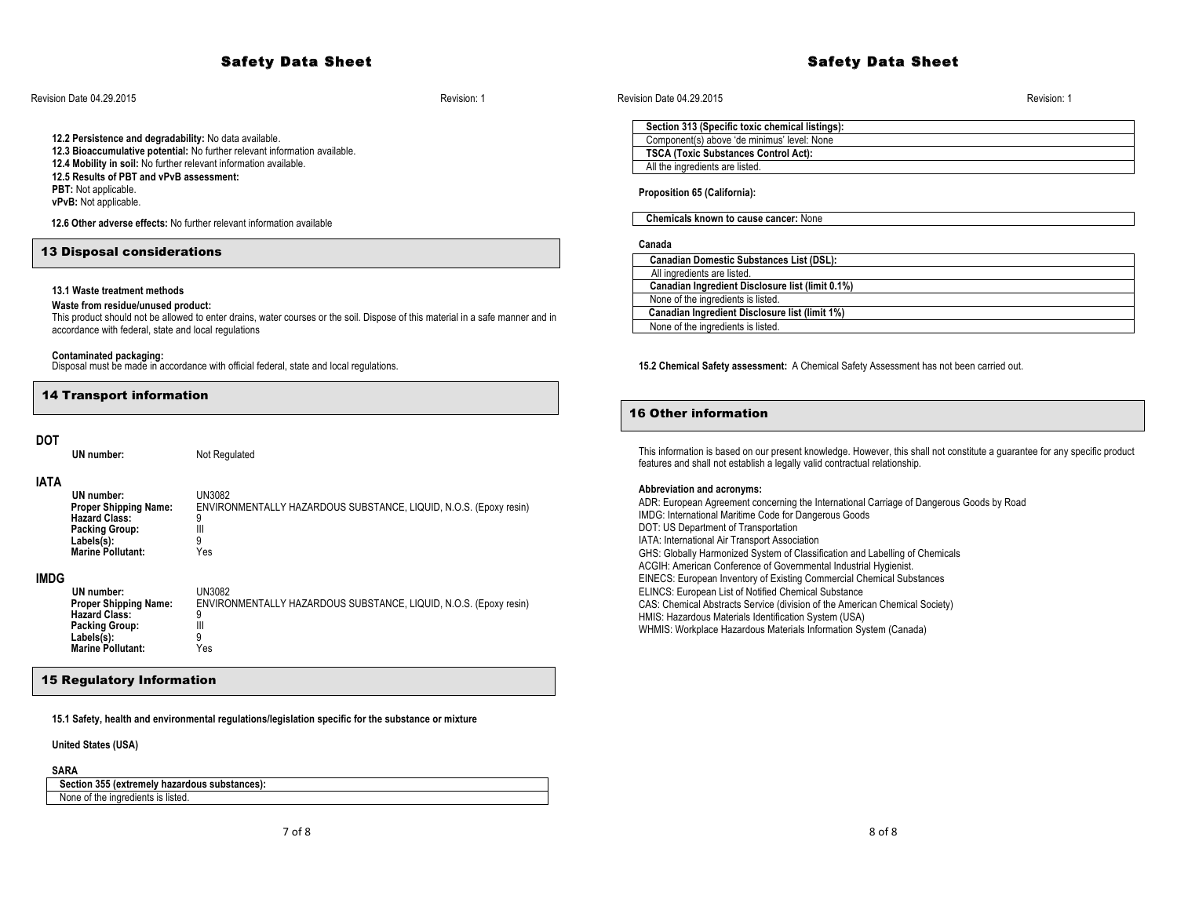**12.2 Persistence and degradability:** No data available.
**12.3 Bioaccumulative potential:** No further relevant information available.
**12.4 Mobility in soil:** No further relevant information available.
**12.5 Results of PBT and vPvB assessment:**
**PBT:** Not applicable.
**vPvB:** Not applicable.

**12.6 Other adverse effects:** No further relevant information available

## 13 Disposal considerations

**13.1 Waste treatment methods**

**Waste from residue/unused product:**
This product should not be allowed to enter drains, water courses or the soil. Dispose of this material in a safe manner and in accordance with federal, state and local regulations

**Contaminated packaging:**
Disposal must be made in accordance with official federal, state and local regulations.

## 14 Transport information

**DOT**

| | |
|---|---|
| **UN number:** | Not Regulated |

**IATA**

| | |
|---|---|
| **UN number:** | UN3082 |
| **Proper Shipping Name:** | ENVIRONMENTALLY HAZARDOUS SUBSTANCE, LIQUID, N.O.S. (Epoxy resin) |
| **Hazard Class:** | 9 |
| **Packing Group:** | III |
| **Labels(s):** | 9 |
| **Marine Pollutant:** | Yes |

**IMDG**

| | |
|---|---|
| **UN number:** | UN3082 |
| **Proper Shipping Name:** | ENVIRONMENTALLY HAZARDOUS SUBSTANCE, LIQUID, N.O.S. (Epoxy resin) |
| **Hazard Class:** | 9 |
| **Packing Group:** | III |
| **Labels(s):** | 9 |
| **Marine Pollutant:** | Yes |

## 15 Regulatory Information

**15.1 Safety, health and environmental regulations/legislation specific for the substance or mixture**

**United States (USA)**

**SARA**

| **Section 355 (extremely hazardous substances):** |
|---|
| None of the ingredients is listed. |

| **Section 313 (Specific toxic chemical listings):** |
|---|
| Component(s) above 'de minimus' level: None |
| **TSCA (Toxic Substances Control Act):** |
| All the ingredients are listed. |

**Proposition 65 (California):**

| **Chemicals known to cause cancer:** None |
|---|

**Canada**

| **Canadian Domestic Substances List (DSL):** |
|---|
| All ingredients are listed. |
| **Canadian Ingredient Disclosure list (limit 0.1%)** |
| None of the ingredients is listed. |
| **Canadian Ingredient Disclosure list (limit 1%)** |
| None of the ingredients is listed. |

**15.2 Chemical Safety assessment:** A Chemical Safety Assessment has not been carried out.

## 16 Other information

This information is based on our present knowledge. However, this shall not constitute a guarantee for any specific product features and shall not establish a legally valid contractual relationship.

**Abbreviation and acronyms:**
ADR: European Agreement concerning the International Carriage of Dangerous Goods by Road
IMDG: International Maritime Code for Dangerous Goods
DOT: US Department of Transportation
IATA: International Air Transport Association
GHS: Globally Harmonized System of Classification and Labelling of Chemicals
ACGIH: American Conference of Governmental Industrial Hygienist.
EINECS: European Inventory of Existing Commercial Chemical Substances
ELINCS: European List of Notified Chemical Substance
CAS: Chemical Abstracts Service (division of the American Chemical Society)
HMIS: Hazardous Materials Identification System (USA)
WHMIS: Workplace Hazardous Materials Information System (Canada)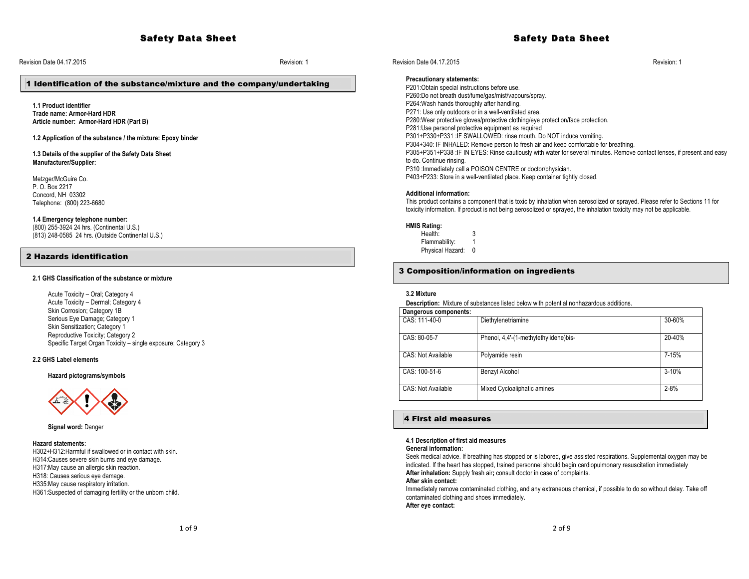# Safety Data Sheet

Revision Date 04.17.2015 Revision: 1

## 1 Identification of the substance/mixture and the company/undertaking

**1.1 Product identifier**
**Trade name: Armor-Hard HDR**
**Article number: Armor-Hard HDR (Part B)**

**1.2 Application of the substance / the mixture: Epoxy binder**

**1.3 Details of the supplier of the Safety Data Sheet**
**Manufacturer/Supplier:**

Metzger/McGuire Co.
P. O. Box 2217
Concord, NH 03302
Telephone: (800) 223-6680

**1.4 Emergency telephone number:**
(800) 255-3924 24 hrs. (Continental U.S.)
(813) 248-0585 24 hrs. (Outside Continental U.S.)

## 2 Hazards identification

**2.1 GHS Classification of the substance or mixture**

Acute Toxicity – Oral; Category 4
Acute Toxicity – Dermal; Category 4
Skin Corrosion; Category 1B
Serious Eye Damage; Category 1
Skin Sensitization; Category 1
Reproductive Toxicity; Category 2
Specific Target Organ Toxicity – single exposure; Category 3

**2.2 GHS Label elements**

**Hazard pictograms/symbols**

**Signal word:** Danger

**Hazard statements:**
H302+H312:Harmful if swallowed or in contact with skin.
H314:Causes severe skin burns and eye damage.
H317:May cause an allergic skin reaction.
H318: Causes serious eye damage.
H335:May cause respiratory irritation.
H361:Suspected of damaging fertility or the unborn child.

**Precautionary statements:**
P201:Obtain special instructions before use.
P260:Do not breath dust/fume/gas/mist/vapours/spray.
P264:Wash hands thoroughly after handling.
P271: Use only outdoors or in a well-ventilated area.
P280:Wear protective gloves/protective clothing/eye protection/face protection.
P281:Use personal protective equipment as required
P301+P330+P331 :IF SWALLOWED: rinse mouth. Do NOT induce vomiting.
P304+340: IF INHALED: Remove person to fresh air and keep comfortable for breathing.
P305+P351+P338 :IF IN EYES: Rinse cautiously with water for several minutes. Remove contact lenses, if present and easy to do. Continue rinsing.
P310 :Immediately call a POISON CENTRE or doctor/physician.
P403+P233: Store in a well-ventilated place. Keep container tightly closed.

**Additional information:**
This product contains a component that is toxic by inhalation when aerosolized or sprayed. Please refer to Sections 11 for toxicity information. If product is not being aerosolized or sprayed, the inhalation toxicity may not be applicable.

**HMIS Rating:**
Health: 3
Flammability: 1
Physical Hazard: 0

## 3 Composition/information on ingredients

**3.2 Mixture**
**Description:** Mixture of substances listed below with potential nonhazardous additions.

| Dangerous components: | | |
|---|---|---|
| CAS: 111-40-0 | Diethylenetriamine | 30-60% |
| CAS: 80-05-7 | Phenol, 4,4'-(1-methylethylidene)bis- | 20-40% |
| CAS: Not Available | Polyamide resin | 7-15% |
| CAS: 100-51-6 | Benzyl Alcohol | 3-10% |
| CAS: Not Available | Mixed Cycloaliphatic amines | 2-8% |

## 4 First aid measures

**4.1 Description of first aid measures**
**General information:**
Seek medical advice. If breathing has stopped or is labored, give assisted respirations. Supplemental oxygen may be indicated. If the heart has stopped, trained personnel should begin cardiopulmonary resuscitation immediately
**After inhalation:** Supply fresh air**;** consult doctor in case of complaints.
**After skin contact:**
Immediately remove contaminated clothing, and any extraneous chemical, if possible to do so without delay. Take off contaminated clothing and shoes immediately.
**After eye contact:**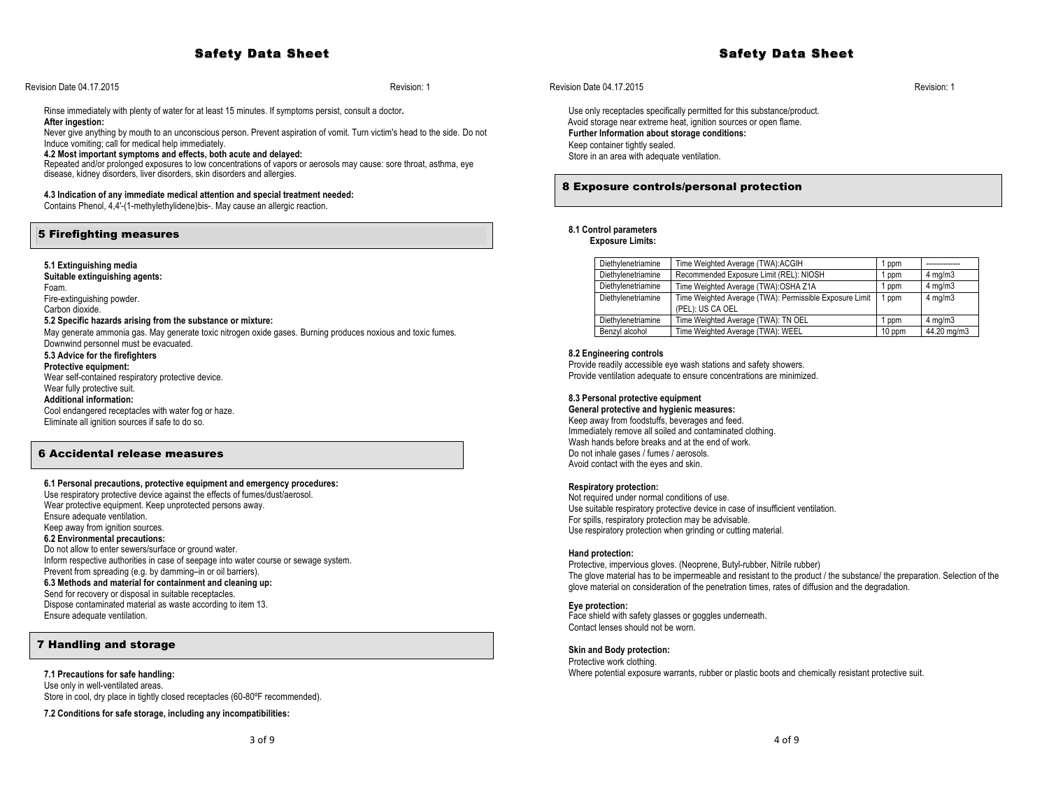Rinse immediately with plenty of water for at least 15 minutes. If symptoms persist, consult a doctor**.**

**After ingestion:**

Never give anything by mouth to an unconscious person. Prevent aspiration of vomit. Turn victim's head to the side. Do not Induce vomiting; call for medical help immediately.

**4.2 Most important symptoms and effects, both acute and delayed:**

Repeated and/or prolonged exposures to low concentrations of vapors or aerosols may cause: sore throat, asthma, eye disease, kidney disorders, liver disorders, skin disorders and allergies.

**4.3 Indication of any immediate medical attention and special treatment needed:**

Contains Phenol, 4,4'-(1-methylethylidene)bis-. May cause an allergic reaction.

## 5 Firefighting measures

**5.1 Extinguishing media**

**Suitable extinguishing agents:**

Foam.

Fire-extinguishing powder.

Carbon dioxide.

**5.2 Specific hazards arising from the substance or mixture:**

May generate ammonia gas. May generate toxic nitrogen oxide gases. Burning produces noxious and toxic fumes. Downwind personnel must be evacuated.

**5.3 Advice for the firefighters**

**Protective equipment:**

Wear self-contained respiratory protective device.

Wear fully protective suit.

**Additional information:**

Cool endangered receptacles with water fog or haze.

Eliminate all ignition sources if safe to do so.

## 6 Accidental release measures

**6.1 Personal precautions, protective equipment and emergency procedures:**

Use respiratory protective device against the effects of fumes/dust/aerosol.

Wear protective equipment. Keep unprotected persons away.

Ensure adequate ventilation.

Keep away from ignition sources.

**6.2 Environmental precautions:**

Do not allow to enter sewers/surface or ground water.

Inform respective authorities in case of seepage into water course or sewage system.

Prevent from spreading (e.g. by damming–in or oil barriers).

**6.3 Methods and material for containment and cleaning up:**

Send for recovery or disposal in suitable receptacles.

Dispose contaminated material as waste according to item 13.

Ensure adequate ventilation.

## 7 Handling and storage

**7.1 Precautions for safe handling:**

Use only in well-ventilated areas.

Store in cool, dry place in tightly closed receptacles (60-80ºF recommended).

**7.2 Conditions for safe storage, including any incompatibilities:**

Use only receptacles specifically permitted for this substance/product.

Avoid storage near extreme heat, ignition sources or open flame.

**Further Information about storage conditions:**

Keep container tightly sealed.

Store in an area with adequate ventilation.

## 8 Exposure controls/personal protection

**8.1 Control parameters**

**Exposure Limits:**

| | | | |
|---|---|---|---|
| Diethylenetriamine | Time Weighted Average (TWA):ACGIH | 1 ppm | -------------- |
| Diethylenetriamine | Recommended Exposure Limit (REL): NIOSH | 1 ppm | 4 mg/m3 |
| Diethylenetriamine | Time Weighted Average (TWA):OSHA Z1A | 1 ppm | 4 mg/m3 |
| Diethylenetriamine | Time Weighted Average (TWA): Permissible Exposure Limit (PEL): US CA OEL | 1 ppm | 4 mg/m3 |
| Diethylenetriamine | Time Weighted Average (TWA): TN OEL | 1 ppm | 4 mg/m3 |
| Benzyl alcohol | Time Weighted Average (TWA): WEEL | 10 ppm | 44.20 mg/m3 |

**8.2 Engineering controls**

Provide readily accessible eye wash stations and safety showers.

Provide ventilation adequate to ensure concentrations are minimized.

**8.3 Personal protective equipment**

**General protective and hygienic measures:**

Keep away from foodstuffs, beverages and feed.

Immediately remove all soiled and contaminated clothing.

Wash hands before breaks and at the end of work.

Do not inhale gases / fumes / aerosols.

Avoid contact with the eyes and skin.

**Respiratory protection:**

Not required under normal conditions of use.

Use suitable respiratory protective device in case of insufficient ventilation.

For spills, respiratory protection may be advisable.

Use respiratory protection when grinding or cutting material.

**Hand protection:**

Protective, impervious gloves. (Neoprene, Butyl-rubber, Nitrile rubber)

The glove material has to be impermeable and resistant to the product / the substance/ the preparation. Selection of the glove material on consideration of the penetration times, rates of diffusion and the degradation.

**Eye protection:**

Face shield with safety glasses or goggles underneath.

Contact lenses should not be worn.

**Skin and Body protection:**

Protective work clothing.

Where potential exposure warrants, rubber or plastic boots and chemically resistant protective suit.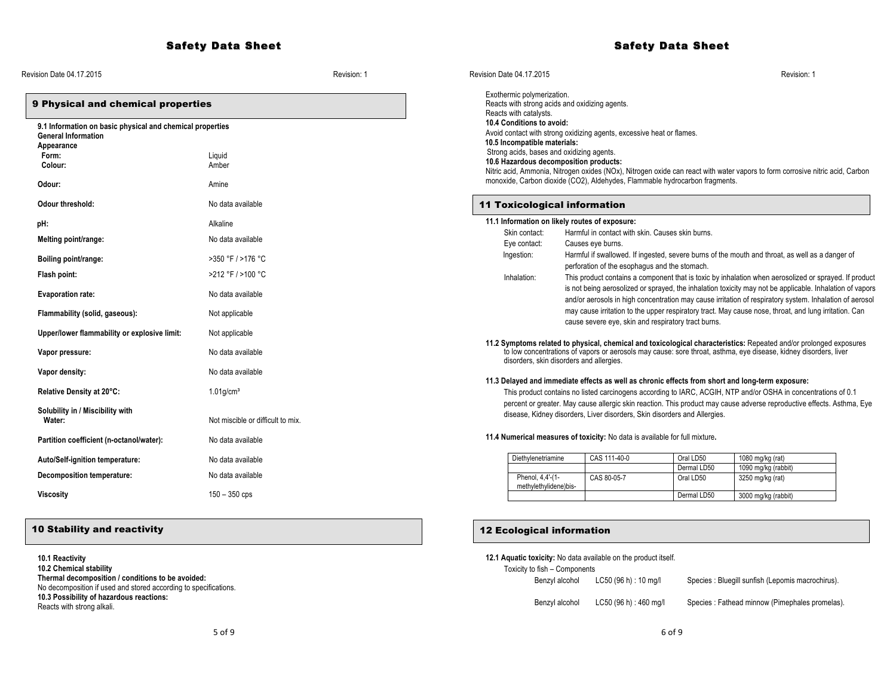## 9 Physical and chemical properties

**9.1 Information on basic physical and chemical properties**

**General Information**

**Appearance**

| | |
|---|---|
| **Form:** | Liquid |
| **Colour:** | Amber |
| **Odour:** | Amine |
| **Odour threshold:** | No data available |
| **pH:** | Alkaline |
| **Melting point/range:** | No data available |
| **Boiling point/range:** | >350 °F / >176 °C |
| **Flash point:** | >212 °F / >100 °C |
| **Evaporation rate:** | No data available |
| **Flammability (solid, gaseous):** | Not applicable |
| **Upper/lower flammability or explosive limit:** | Not applicable |
| **Vapor pressure:** | No data available |
| **Vapor density:** | No data available |
| **Relative Density at 20°C:** | $1.01 g/cm^3$ |
| **Solubility in / Miscibility with Water:** | Not miscible or difficult to mix. |
| **Partition coefficient (n-octanol/water):** | No data available |
| **Auto/Self-ignition temperature:** | No data available |
| **Decomposition temperature:** | No data available |
| **Viscosity** | 150 – 350 cps |

## 10 Stability and reactivity

**10.1 Reactivity**

**10.2 Chemical stability**

**Thermal decomposition / conditions to be avoided:**

No decomposition if used and stored according to specifications.

**10.3 Possibility of hazardous reactions:**

Reacts with strong alkali.

Exothermic polymerization.

Reacts with strong acids and oxidizing agents.

Reacts with catalysts.

**10.4 Conditions to avoid:**

Avoid contact with strong oxidizing agents, excessive heat or flames.

**10.5 Incompatible materials:**

Strong acids, bases and oxidizing agents.

**10.6 Hazardous decomposition products:**

Nitric acid, Ammonia, Nitrogen oxides (NOx), Nitrogen oxide can react with water vapors to form corrosive nitric acid, Carbon monoxide, Carbon dioxide ($CO_2$), Aldehydes, Flammable hydrocarbon fragments.

## 11 Toxicological information

**11.1 Information on likely routes of exposure:**

| | |
|---|---|
| Skin contact: | Harmful in contact with skin. Causes skin burns. |
| Eye contact: | Causes eye burns. |
| Ingestion: | Harmful if swallowed. If ingested, severe burns of the mouth and throat, as well as a danger of perforation of the esophagus and the stomach. |
| Inhalation: | This product contains a component that is toxic by inhalation when aerosolized or sprayed. If product is not being aerosolized or sprayed, the inhalation toxicity may not be applicable. Inhalation of vapors and/or aerosols in high concentration may cause irritation of respiratory system. Inhalation of aerosol may cause irritation to the upper respiratory tract. May cause nose, throat, and lung irritation. Can cause severe eye, skin and respiratory tract burns. |

**11.2 Symptoms related to physical, chemical and toxicological characteristics:** Repeated and/or prolonged exposures to low concentrations of vapors or aerosols may cause: sore throat, asthma, eye disease, kidney disorders, liver disorders, skin disorders and allergies.

**11.3 Delayed and immediate effects as well as chronic effects from short and long-term exposure:**

This product contains no listed carcinogens according to IARC, ACGIH, NTP and/or OSHA in concentrations of 0.1 percent or greater. May cause allergic skin reaction. This product may cause adverse reproductive effects. Asthma, Eye disease, Kidney disorders, Liver disorders, Skin disorders and Allergies.

**11.4 Numerical measures of toxicity:** No data is available for full mixture**.**

| | | | |
|---|---|---|---|
| Diethylenetriamine | CAS 111-40-0 | Oral LD50 | 1080 mg/kg (rat) |
| | | Dermal LD50 | 1090 mg/kg (rabbit) |
| Phenol, 4,4'-(1-methylethylidene)bis- | CAS 80-05-7 | Oral LD50 | 3250 mg/kg (rat) |
| | | Dermal LD50 | 3000 mg/kg (rabbit) |

## 12 Ecological information

**12.1 Aquatic toxicity:** No data available on the product itself.

Toxicity to fish – Components

| | | |
|---|---|---|
| Benzyl alcohol | LC50 (96 h) : 10 mg/l | Species : Bluegill sunfish (Lepomis macrochirus). |
| Benzyl alcohol | LC50 (96 h) : 460 mg/l | Species : Fathead minnow (Pimephales promelas). |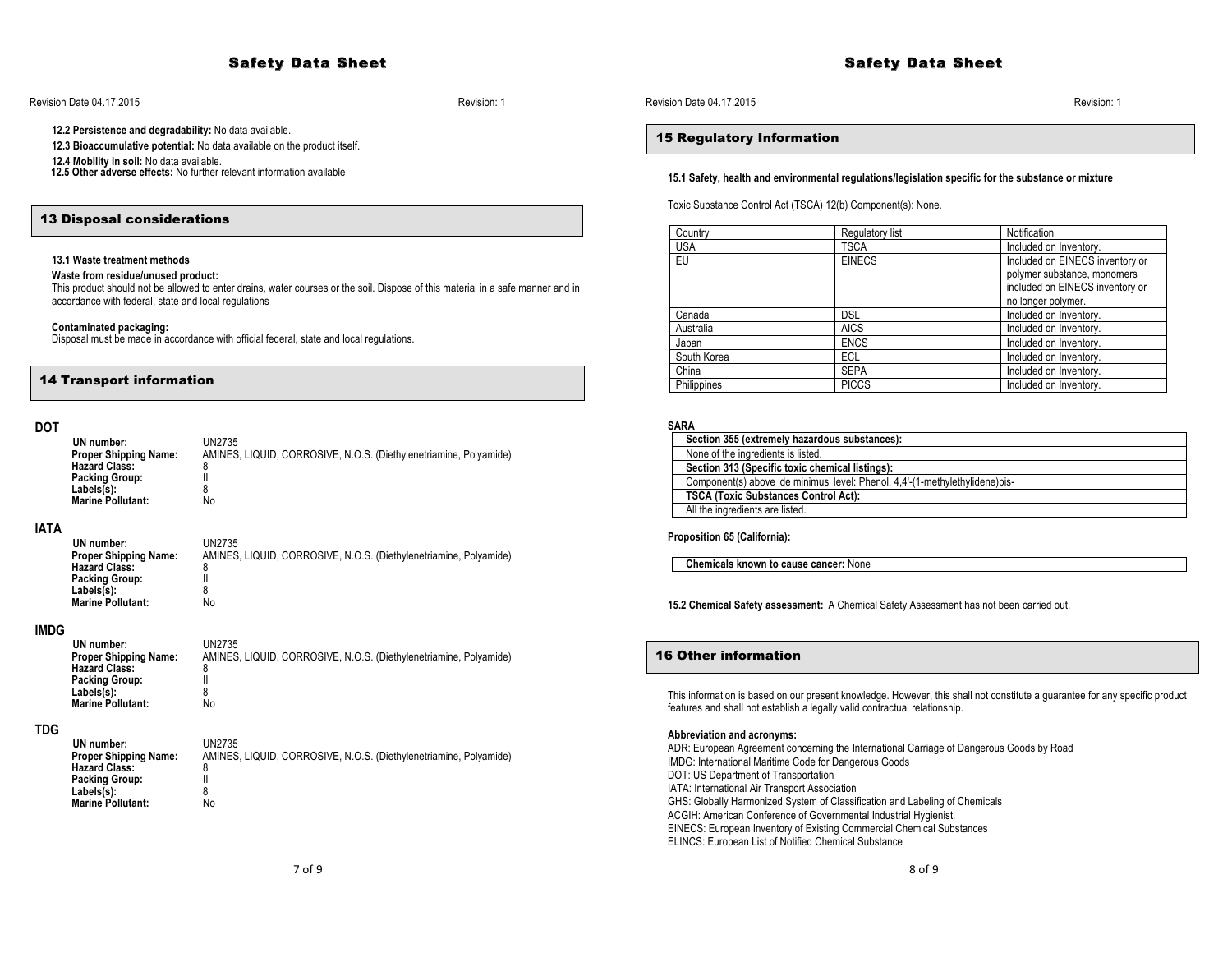**12.2 Persistence and degradability:** No data available.

**12.3 Bioaccumulative potential:** No data available on the product itself.

**12.4 Mobility in soil:** No data available.

**12.5 Other adverse effects:** No further relevant information available

## 13 Disposal considerations

**13.1 Waste treatment methods**

**Waste from residue/unused product:**
This product should not be allowed to enter drains, water courses or the soil. Dispose of this material in a safe manner and in accordance with federal, state and local regulations

**Contaminated packaging:**
Disposal must be made in accordance with official federal, state and local regulations.

## 14 Transport information

### DOT

| | |
|---|---|
| **UN number:** | UN2735 |
| **Proper Shipping Name:** | AMINES, LIQUID, CORROSIVE, N.O.S. (Diethylenetriamine, Polyamide) |
| **Hazard Class:** | 8 |
| **Packing Group:** | II |
| **Labels(s):** | 8 |
| **Marine Pollutant:** | No |

### IATA

| | |
|---|---|
| **UN number:** | UN2735 |
| **Proper Shipping Name:** | AMINES, LIQUID, CORROSIVE, N.O.S. (Diethylenetriamine, Polyamide) |
| **Hazard Class:** | 8 |
| **Packing Group:** | II |
| **Labels(s):** | 8 |
| **Marine Pollutant:** | No |

### IMDG

| | |
|---|---|
| **UN number:** | UN2735 |
| **Proper Shipping Name:** | AMINES, LIQUID, CORROSIVE, N.O.S. (Diethylenetriamine, Polyamide) |
| **Hazard Class:** | 8 |
| **Packing Group:** | II |
| **Labels(s):** | 8 |
| **Marine Pollutant:** | No |

### TDG

| | |
|---|---|
| **UN number:** | UN2735 |
| **Proper Shipping Name:** | AMINES, LIQUID, CORROSIVE, N.O.S. (Diethylenetriamine, Polyamide) |
| **Hazard Class:** | 8 |
| **Packing Group:** | II |
| **Labels(s):** | 8 |
| **Marine Pollutant:** | No |

## 15 Regulatory Information

**15.1 Safety, health and environmental regulations/legislation specific for the substance or mixture**

Toxic Substance Control Act (TSCA) 12(b) Component(s): None.

| Country | Regulatory list | Notification |
|---|---|---|
| USA | TSCA | Included on Inventory. |
| EU | EINECS | Included on EINECS inventory or polymer substance, monomers included on EINECS inventory or no longer polymer. |
| Canada | DSL | Included on Inventory. |
| Australia | AICS | Included on Inventory. |
| Japan | ENCS | Included on Inventory. |
| South Korea | ECL | Included on Inventory. |
| China | SEPA | Included on Inventory. |
| Philippines | PICCS | Included on Inventory. |

**SARA**

| **Section 355 (extremely hazardous substances):** |
|---|
| None of the ingredients is listed. |
| **Section 313 (Specific toxic chemical listings):** |
| Component(s) above 'de minimus' level: Phenol, 4,4'-(1-methylethylidene)bis- |
| **TSCA (Toxic Substances Control Act):** |
| All the ingredients are listed. |

**Proposition 65 (California):**

**Chemicals known to cause cancer:** None

**15.2 Chemical Safety assessment:** A Chemical Safety Assessment has not been carried out.

## 16 Other information

This information is based on our present knowledge. However, this shall not constitute a guarantee for any specific product features and shall not establish a legally valid contractual relationship.

**Abbreviation and acronyms:**

ADR: European Agreement concerning the International Carriage of Dangerous Goods by Road
IMDG: International Maritime Code for Dangerous Goods
DOT: US Department of Transportation
IATA: International Air Transport Association
GHS: Globally Harmonized System of Classification and Labeling of Chemicals
ACGIH: American Conference of Governmental Industrial Hygienist.
EINECS: European Inventory of Existing Commercial Chemical Substances
ELINCS: European List of Notified Chemical Substance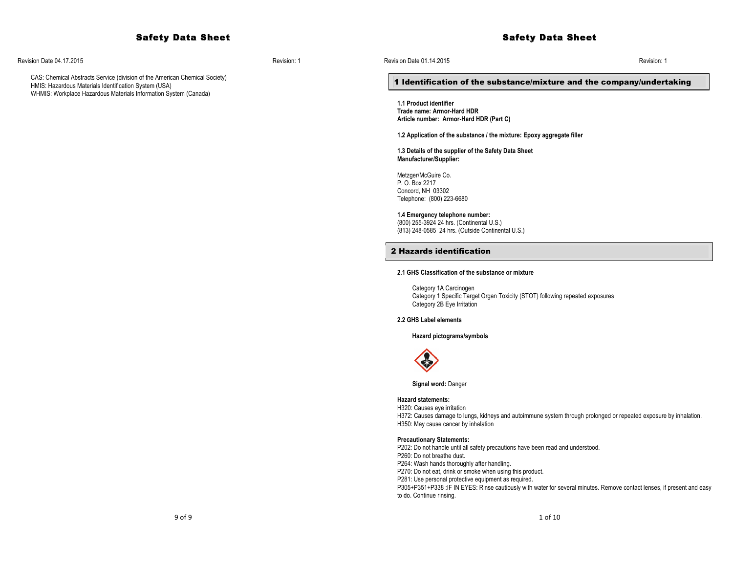CAS: Chemical Abstracts Service (division of the American Chemical Society)
HMIS: Hazardous Materials Identification System (USA)
WHMIS: Workplace Hazardous Materials Information System (Canada)

# Safety Data Sheet

Revision Date 01.14.2015 Revision: 1

## 1 Identification of the substance/mixture and the company/undertaking

**1.1 Product identifier**
**Trade name: Armor-Hard HDR**
**Article number: Armor-Hard HDR (Part C)**

**1.2 Application of the substance / the mixture: Epoxy aggregate filler**

**1.3 Details of the supplier of the Safety Data Sheet**
**Manufacturer/Supplier:**

Metzger/McGuire Co.
P. O. Box 2217
Concord, NH 03302
Telephone: (800) 223-6680

**1.4 Emergency telephone number:**
(800) 255-3924 24 hrs. (Continental U.S.)
(813) 248-0585 24 hrs. (Outside Continental U.S.)

## 2 Hazards identification

**2.1 GHS Classification of the substance or mixture**

Category 1A Carcinogen
Category 1 Specific Target Organ Toxicity (STOT) following repeated exposures
Category 2B Eye Irritation

**2.2 GHS Label elements**

**Hazard pictograms/symbols**

**Signal word:** Danger

**Hazard statements:**
H320: Causes eye irritation
H372: Causes damage to lungs, kidneys and autoimmune system through prolonged or repeated exposure by inhalation.
H350: May cause cancer by inhalation

**Precautionary Statements:**
P202: Do not handle until all safety precautions have been read and understood.
P260: Do not breathe dust.
P264: Wash hands thoroughly after handling.
P270: Do not eat, drink or smoke when using this product.
P281: Use personal protective equipment as required.
P305+P351+P338 :IF IN EYES: Rinse cautiously with water for several minutes. Remove contact lenses, if present and easy to do. Continue rinsing.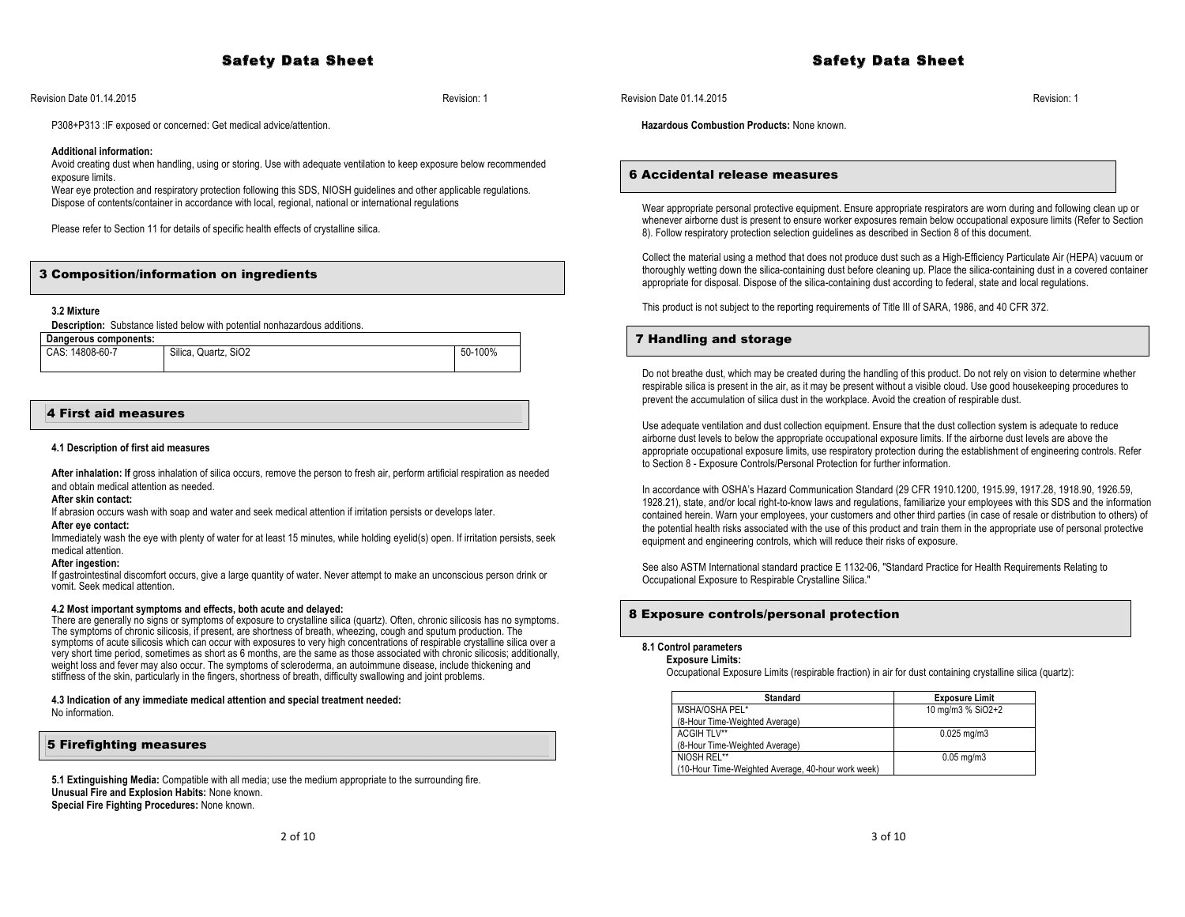P308+P313 :IF exposed or concerned: Get medical advice/attention.

**Additional information:**

Avoid creating dust when handling, using or storing. Use with adequate ventilation to keep exposure below recommended exposure limits.

Wear eye protection and respiratory protection following this SDS, NIOSH guidelines and other applicable regulations.

Dispose of contents/container in accordance with local, regional, national or international regulations

Please refer to Section 11 for details of specific health effects of crystalline silica.

## 3 Composition/information on ingredients

**3.2 Mixture**

**Description:** Substance listed below with potential nonhazardous additions.

| Dangerous components: | | |
|---|---|---|
| CAS: 14808-60-7 | Silica, Quartz, $SiO_2$ | 50-100% |

## 4 First aid measures

**4.1 Description of first aid measures**

**After inhalation: If** gross inhalation of silica occurs, remove the person to fresh air, perform artificial respiration as needed and obtain medical attention as needed.

**After skin contact:**

If abrasion occurs wash with soap and water and seek medical attention if irritation persists or develops later.

**After eye contact:**

Immediately wash the eye with plenty of water for at least 15 minutes, while holding eyelid(s) open. If irritation persists, seek medical attention.

**After ingestion:**

If gastrointestinal discomfort occurs, give a large quantity of water. Never attempt to make an unconscious person drink or vomit. Seek medical attention.

**4.2 Most important symptoms and effects, both acute and delayed:**

There are generally no signs or symptoms of exposure to crystalline silica (quartz). Often, chronic silicosis has no symptoms. The symptoms of chronic silicosis, if present, are shortness of breath, wheezing, cough and sputum production. The symptoms of acute silicosis which can occur with exposures to very high concentrations of respirable crystalline silica over a very short time period, sometimes as short as 6 months, are the same as those associated with chronic silicosis; additionally, weight loss and fever may also occur. The symptoms of scleroderma, an autoimmune disease, include thickening and stiffness of the skin, particularly in the fingers, shortness of breath, difficulty swallowing and joint problems.

**4.3 Indication of any immediate medical attention and special treatment needed:**

No information.

## 5 Firefighting measures

**5.1 Extinguishing Media:** Compatible with all media; use the medium appropriate to the surrounding fire.

**Unusual Fire and Explosion Habits:** None known.

**Special Fire Fighting Procedures:** None known.

**Hazardous Combustion Products:** None known.

## 6 Accidental release measures

Wear appropriate personal protective equipment. Ensure appropriate respirators are worn during and following clean up or whenever airborne dust is present to ensure worker exposures remain below occupational exposure limits (Refer to Section 8). Follow respiratory protection selection guidelines as described in Section 8 of this document.

Collect the material using a method that does not produce dust such as a High-Efficiency Particulate Air (HEPA) vacuum or thoroughly wetting down the silica-containing dust before cleaning up. Place the silica-containing dust in a covered container appropriate for disposal. Dispose of the silica-containing dust according to federal, state and local regulations.

This product is not subject to the reporting requirements of Title III of SARA, 1986, and 40 CFR 372.

## 7 Handling and storage

Do not breathe dust, which may be created during the handling of this product. Do not rely on vision to determine whether respirable silica is present in the air, as it may be present without a visible cloud. Use good housekeeping procedures to prevent the accumulation of silica dust in the workplace. Avoid the creation of respirable dust.

Use adequate ventilation and dust collection equipment. Ensure that the dust collection system is adequate to reduce airborne dust levels to below the appropriate occupational exposure limits. If the airborne dust levels are above the appropriate occupational exposure limits, use respiratory protection during the establishment of engineering controls. Refer to Section 8 - Exposure Controls/Personal Protection for further information.

In accordance with OSHA's Hazard Communication Standard (29 CFR 1910.1200, 1915.99, 1917.28, 1918.90, 1926.59, 1928.21), state, and/or local right-to-know laws and regulations, familiarize your employees with this SDS and the information contained herein. Warn your employees, your customers and other third parties (in case of resale or distribution to others) of the potential health risks associated with the use of this product and train them in the appropriate use of personal protective equipment and engineering controls, which will reduce their risks of exposure.

See also ASTM International standard practice E 1132-06, "Standard Practice for Health Requirements Relating to Occupational Exposure to Respirable Crystalline Silica."

## 8 Exposure controls/personal protection

**8.1 Control parameters**

**Exposure Limits:**

Occupational Exposure Limits (respirable fraction) in air for dust containing crystalline silica (quartz):

| Standard | Exposure Limit |
|---|---|
| MSHA/OSHA PEL* (8-Hour Time-Weighted Average) | 10 mg/m3 % $SiO_2$+2 |
| ACGIH TLV** (8-Hour Time-Weighted Average) | 0.025 mg/m3 |
| NIOSH REL** (10-Hour Time-Weighted Average, 40-hour work week) | 0.05 mg/m3 |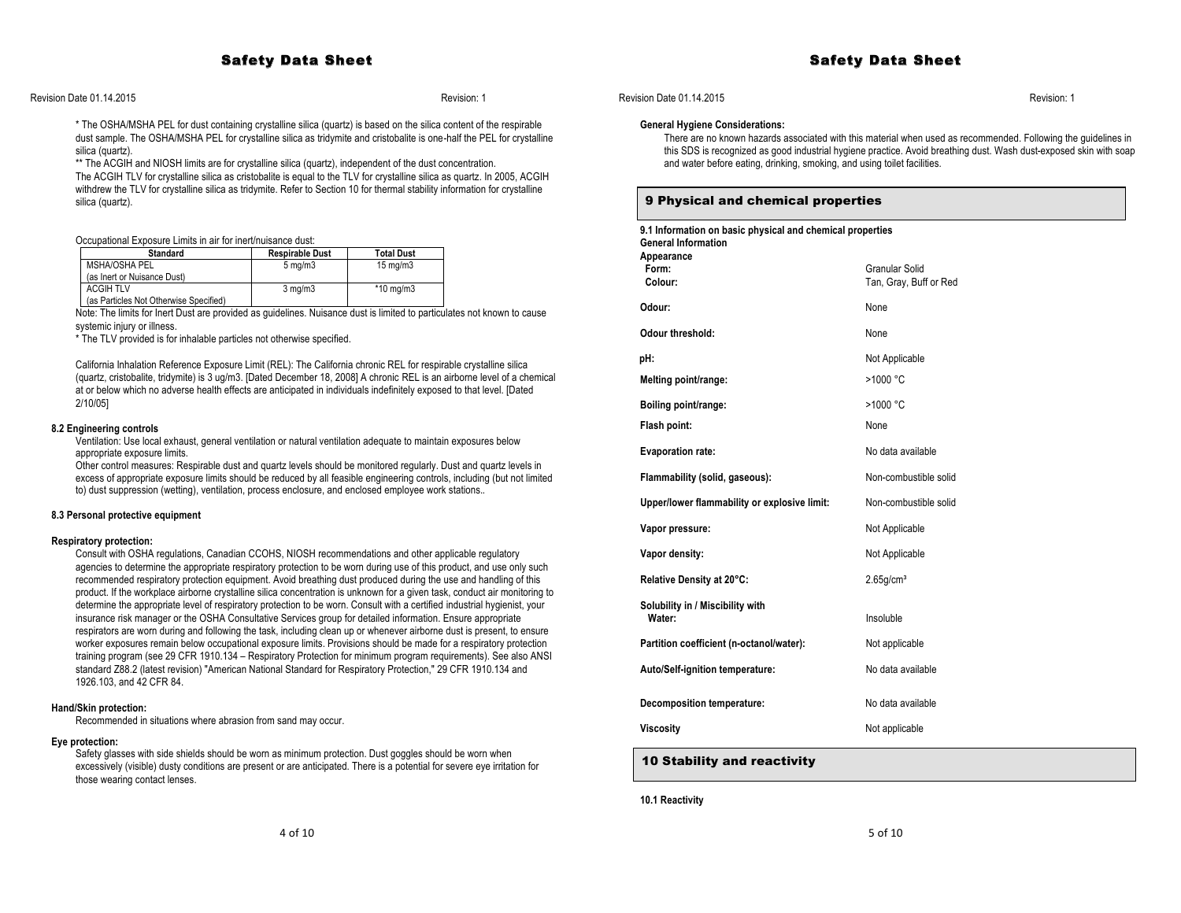\* The OSHA/MSHA PEL for dust containing crystalline silica (quartz) is based on the silica content of the respirable dust sample. The OSHA/MSHA PEL for crystalline silica as tridymite and cristobalite is one-half the PEL for crystalline silica (quartz).

\** The ACGIH and NIOSH limits are for crystalline silica (quartz), independent of the dust concentration.
The ACGIH TLV for crystalline silica as cristobalite is equal to the TLV for crystalline silica as quartz. In 2005, ACGIH withdrew the TLV for crystalline silica as tridymite. Refer to Section 10 for thermal stability information for crystalline silica (quartz).

Occupational Exposure Limits in air for inert/nuisance dust:

| Standard | Respirable Dust | Total Dust |
|---|---|---|
| MSHA/OSHA PEL (as Inert or Nuisance Dust) | 5 mg/m3 | 15 mg/m3 |
| ACGIH TLV (as Particles Not Otherwise Specified) | 3 mg/m3 | *10 mg/m3 |

Note: The limits for Inert Dust are provided as guidelines. Nuisance dust is limited to particulates not known to cause systemic injury or illness.
\* The TLV provided is for inhalable particles not otherwise specified.

California Inhalation Reference Exposure Limit (REL): The California chronic REL for respirable crystalline silica (quartz, cristobalite, tridymite) is 3 ug/m3. [Dated December 18, 2008] A chronic REL is an airborne level of a chemical at or below which no adverse health effects are anticipated in individuals indefinitely exposed to that level. [Dated 2/10/05]

**8.2 Engineering controls**

Ventilation: Use local exhaust, general ventilation or natural ventilation adequate to maintain exposures below appropriate exposure limits.
Other control measures: Respirable dust and quartz levels should be monitored regularly. Dust and quartz levels in excess of appropriate exposure limits should be reduced by all feasible engineering controls, including (but not limited to) dust suppression (wetting), ventilation, process enclosure, and enclosed employee work stations..

**8.3 Personal protective equipment**

**Respiratory protection:**

Consult with OSHA regulations, Canadian CCOHS, NIOSH recommendations and other applicable regulatory agencies to determine the appropriate respiratory protection to be worn during use of this product, and use only such recommended respiratory protection equipment. Avoid breathing dust produced during the use and handling of this product. If the workplace airborne crystalline silica concentration is unknown for a given task, conduct air monitoring to determine the appropriate level of respiratory protection to be worn. Consult with a certified industrial hygienist, your insurance risk manager or the OSHA Consultative Services group for detailed information. Ensure appropriate respirators are worn during and following the task, including clean up or whenever airborne dust is present, to ensure worker exposures remain below occupational exposure limits. Provisions should be made for a respiratory protection training program (see 29 CFR 1910.134 – Respiratory Protection for minimum program requirements). See also ANSI standard Z88.2 (latest revision) "American National Standard for Respiratory Protection," 29 CFR 1910.134 and 1926.103, and 42 CFR 84.

**Hand/Skin protection:**

Recommended in situations where abrasion from sand may occur.

**Eye protection:**

Safety glasses with side shields should be worn as minimum protection. Dust goggles should be worn when excessively (visible) dusty conditions are present or are anticipated. There is a potential for severe eye irritation for those wearing contact lenses.

**General Hygiene Considerations:**

There are no known hazards associated with this material when used as recommended. Following the guidelines in this SDS is recognized as good industrial hygiene practice. Avoid breathing dust. Wash dust-exposed skin with soap and water before eating, drinking, smoking, and using toilet facilities.

## 9 Physical and chemical properties

**9.1 Information on basic physical and chemical properties**

**General Information**

**Appearance**

| | |
|---|---|
| **Form:** | Granular Solid |
| **Colour:** | Tan, Gray, Buff or Red |
| **Odour:** | None |
| **Odour threshold:** | None |
| **pH:** | Not Applicable |
| **Melting point/range:** | >1000 °C |
| **Boiling point/range:** | >1000 °C |
| **Flash point:** | None |
| **Evaporation rate:** | No data available |
| **Flammability (solid, gaseous):** | Non-combustible solid |
| **Upper/lower flammability or explosive limit:** | Non-combustible solid |
| **Vapor pressure:** | Not Applicable |
| **Vapor density:** | Not Applicable |
| **Relative Density at 20°C:** | 2.65g/cm³ |
| **Solubility in / Miscibility with Water:** | Insoluble |
| **Partition coefficient (n-octanol/water):** | Not applicable |
| **Auto/Self-ignition temperature:** | No data available |
| **Decomposition temperature:** | No data available |
| **Viscosity** | Not applicable |

## 10 Stability and reactivity

**10.1 Reactivity**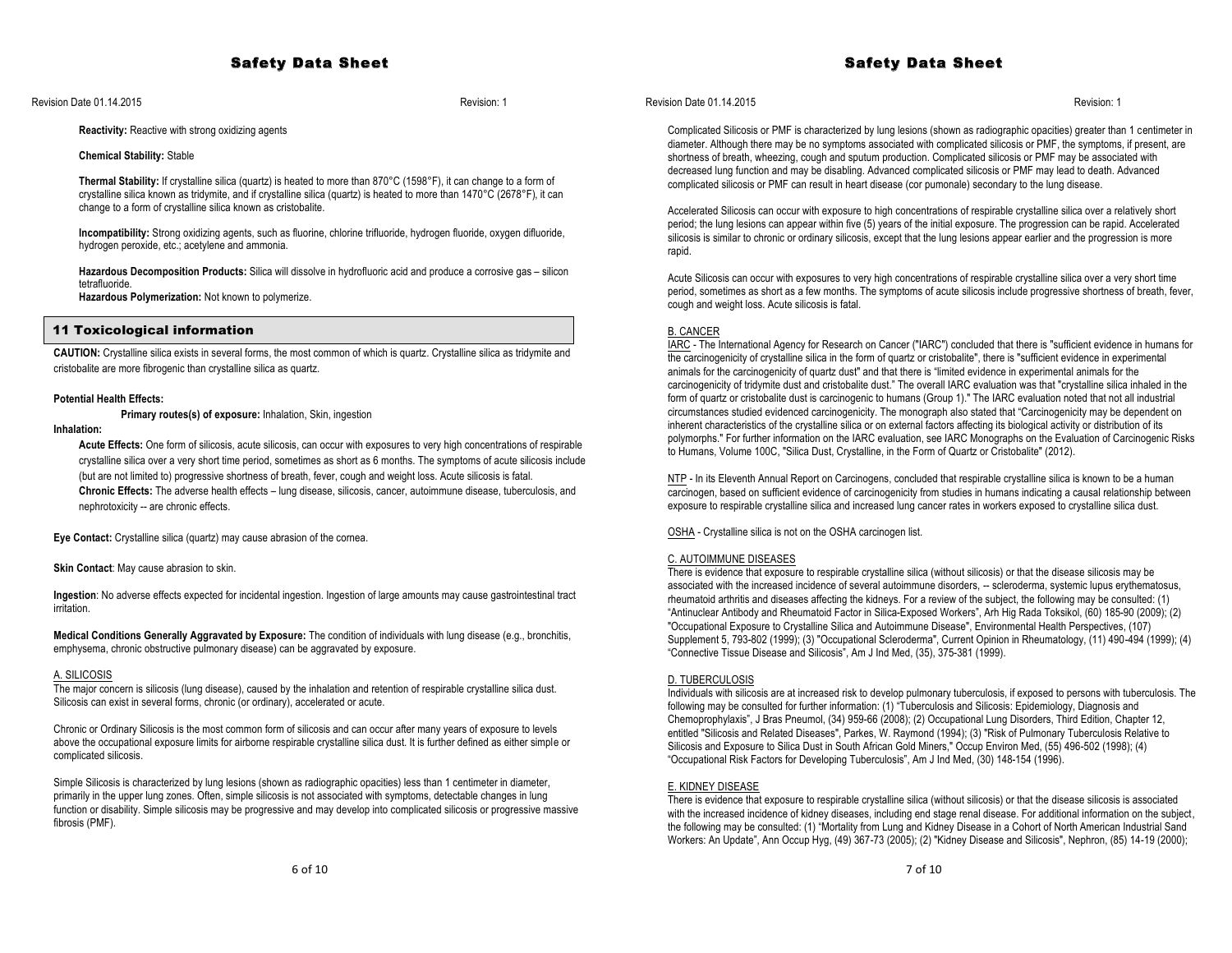**Reactivity:** Reactive with strong oxidizing agents

**Chemical Stability:** Stable

**Thermal Stability:** If crystalline silica (quartz) is heated to more than 870°C (1598°F), it can change to a form of crystalline silica known as tridymite, and if crystalline silica (quartz) is heated to more than 1470°C (2678°F), it can change to a form of crystalline silica known as cristobalite.

**Incompatibility:** Strong oxidizing agents, such as fluorine, chlorine trifluoride, hydrogen fluoride, oxygen difluoride, hydrogen peroxide, etc.; acetylene and ammonia.

**Hazardous Decomposition Products:** Silica will dissolve in hydrofluoric acid and produce a corrosive gas – silicon tetrafluoride.
**Hazardous Polymerization:** Not known to polymerize.

## 11 Toxicological information

**CAUTION:** Crystalline silica exists in several forms, the most common of which is quartz. Crystalline silica as tridymite and cristobalite are more fibrogenic than crystalline silica as quartz.

**Potential Health Effects:**

**Primary routes(s) of exposure:** Inhalation, Skin, ingestion

**Inhalation:**

**Acute Effects:** One form of silicosis, acute silicosis, can occur with exposures to very high concentrations of respirable crystalline silica over a very short time period, sometimes as short as 6 months. The symptoms of acute silicosis include (but are not limited to) progressive shortness of breath, fever, cough and weight loss. Acute silicosis is fatal.
**Chronic Effects:** The adverse health effects – lung disease, silicosis, cancer, autoimmune disease, tuberculosis, and nephrotoxicity -- are chronic effects.

**Eye Contact:** Crystalline silica (quartz) may cause abrasion of the cornea.

**Skin Contact**: May cause abrasion to skin.

**Ingestion**: No adverse effects expected for incidental ingestion. Ingestion of large amounts may cause gastrointestinal tract irritation.

**Medical Conditions Generally Aggravated by Exposure:** The condition of individuals with lung disease (e.g., bronchitis, emphysema, chronic obstructive pulmonary disease) can be aggravated by exposure.

A. SILICOSIS

The major concern is silicosis (lung disease), caused by the inhalation and retention of respirable crystalline silica dust. Silicosis can exist in several forms, chronic (or ordinary), accelerated or acute.

Chronic or Ordinary Silicosis is the most common form of silicosis and can occur after many years of exposure to levels above the occupational exposure limits for airborne respirable crystalline silica dust. It is further defined as either simple or complicated silicosis.

Simple Silicosis is characterized by lung lesions (shown as radiographic opacities) less than 1 centimeter in diameter, primarily in the upper lung zones. Often, simple silicosis is not associated with symptoms, detectable changes in lung function or disability. Simple silicosis may be progressive and may develop into complicated silicosis or progressive massive fibrosis (PMF).

Complicated Silicosis or PMF is characterized by lung lesions (shown as radiographic opacities) greater than 1 centimeter in diameter. Although there may be no symptoms associated with complicated silicosis or PMF, the symptoms, if present, are shortness of breath, wheezing, cough and sputum production. Complicated silicosis or PMF may be associated with decreased lung function and may be disabling. Advanced complicated silicosis or PMF may lead to death. Advanced complicated silicosis or PMF can result in heart disease (cor pumonale) secondary to the lung disease.

Accelerated Silicosis can occur with exposure to high concentrations of respirable crystalline silica over a relatively short period; the lung lesions can appear within five (5) years of the initial exposure. The progression can be rapid. Accelerated silicosis is similar to chronic or ordinary silicosis, except that the lung lesions appear earlier and the progression is more rapid.

Acute Silicosis can occur with exposures to very high concentrations of respirable crystalline silica over a very short time period, sometimes as short as a few months. The symptoms of acute silicosis include progressive shortness of breath, fever, cough and weight loss. Acute silicosis is fatal.

B. CANCER

IARC - The International Agency for Research on Cancer ("IARC") concluded that there is "sufficient evidence in humans for the carcinogenicity of crystalline silica in the form of quartz or cristobalite", there is "sufficient evidence in experimental animals for the carcinogenicity of quartz dust" and that there is "limited evidence in experimental animals for the carcinogenicity of tridymite dust and cristobalite dust." The overall IARC evaluation was that "crystalline silica inhaled in the form of quartz or cristobalite dust is carcinogenic to humans (Group 1)." The IARC evaluation noted that not all industrial circumstances studied evidenced carcinogenicity. The monograph also stated that "Carcinogenicity may be dependent on inherent characteristics of the crystalline silica or on external factors affecting its biological activity or distribution of its polymorphs." For further information on the IARC evaluation, see IARC Monographs on the Evaluation of Carcinogenic Risks to Humans, Volume 100C, "Silica Dust, Crystalline, in the Form of Quartz or Cristobalite" (2012).

NTP - In its Eleventh Annual Report on Carcinogens, concluded that respirable crystalline silica is known to be a human carcinogen, based on sufficient evidence of carcinogenicity from studies in humans indicating a causal relationship between exposure to respirable crystalline silica and increased lung cancer rates in workers exposed to crystalline silica dust.

OSHA - Crystalline silica is not on the OSHA carcinogen list.

C. AUTOIMMUNE DISEASES

There is evidence that exposure to respirable crystalline silica (without silicosis) or that the disease silicosis may be associated with the increased incidence of several autoimmune disorders, -- scleroderma, systemic lupus erythematosus, rheumatoid arthritis and diseases affecting the kidneys. For a review of the subject, the following may be consulted: (1) "Antinuclear Antibody and Rheumatoid Factor in Silica-Exposed Workers", Arh Hig Rada Toksikol, (60) 185-90 (2009); (2) "Occupational Exposure to Crystalline Silica and Autoimmune Disease", Environmental Health Perspectives, (107) Supplement 5, 793-802 (1999); (3) "Occupational Scleroderma", Current Opinion in Rheumatology, (11) 490-494 (1999); (4) "Connective Tissue Disease and Silicosis", Am J Ind Med, (35), 375-381 (1999).

D. TUBERCULOSIS

Individuals with silicosis are at increased risk to develop pulmonary tuberculosis, if exposed to persons with tuberculosis. The following may be consulted for further information: (1) "Tuberculosis and Silicosis: Epidemiology, Diagnosis and Chemoprophylaxis", J Bras Pneumol, (34) 959-66 (2008); (2) Occupational Lung Disorders, Third Edition, Chapter 12, entitled "Silicosis and Related Diseases", Parkes, W. Raymond (1994); (3) "Risk of Pulmonary Tuberculosis Relative to Silicosis and Exposure to Silica Dust in South African Gold Miners," Occup Environ Med, (55) 496-502 (1998); (4) "Occupational Risk Factors for Developing Tuberculosis", Am J Ind Med, (30) 148-154 (1996).

E. KIDNEY DISEASE

There is evidence that exposure to respirable crystalline silica (without silicosis) or that the disease silicosis is associated with the increased incidence of kidney diseases, including end stage renal disease. For additional information on the subject, the following may be consulted: (1) "Mortality from Lung and Kidney Disease in a Cohort of North American Industrial Sand Workers: An Update", Ann Occup Hyg, (49) 367-73 (2005); (2) "Kidney Disease and Silicosis", Nephron, (85) 14-19 (2000);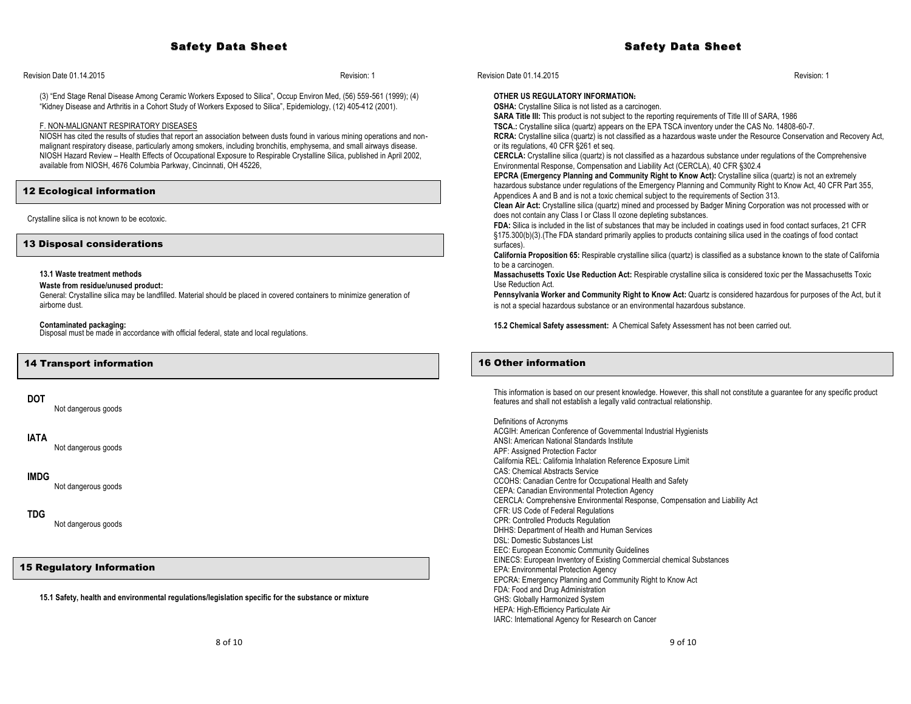(3) "End Stage Renal Disease Among Ceramic Workers Exposed to Silica", Occup Environ Med, (56) 559-561 (1999); (4) "Kidney Disease and Arthritis in a Cohort Study of Workers Exposed to Silica", Epidemiology, (12) 405-412 (2001).

F. NON-MALIGNANT RESPIRATORY DISEASES

NIOSH has cited the results of studies that report an association between dusts found in various mining operations and non-malignant respiratory disease, particularly among smokers, including bronchitis, emphysema, and small airways disease. NIOSH Hazard Review – Health Effects of Occupational Exposure to Respirable Crystalline Silica, published in April 2002, available from NIOSH, 4676 Columbia Parkway, Cincinnati, OH 45226,

## 12 Ecological information

Crystalline silica is not known to be ecotoxic.

## 13 Disposal considerations

**13.1 Waste treatment methods**

**Waste from residue/unused product:**

General: Crystalline silica may be landfilled. Material should be placed in covered containers to minimize generation of airborne dust.

**Contaminated packaging:**

Disposal must be made in accordance with official federal, state and local regulations.

## 14 Transport information

**DOT**

Not dangerous goods

**IATA**

Not dangerous goods

**IMDG**

Not dangerous goods

**TDG**

Not dangerous goods

## 15 Regulatory Information

**15.1 Safety, health and environmental regulations/legislation specific for the substance or mixture**

**OTHER US REGULATORY INFORMATION:**

**OSHA:** Crystalline Silica is not listed as a carcinogen.

**SARA Title III:** This product is not subject to the reporting requirements of Title III of SARA, 1986

**TSCA.:** Crystalline silica (quartz) appears on the EPA TSCA inventory under the CAS No. 14808-60-7.

**RCRA:** Crystalline silica (quartz) is not classified as a hazardous waste under the Resource Conservation and Recovery Act, or its regulations, 40 CFR §261 et seq.

**CERCLA:** Crystalline silica (quartz) is not classified as a hazardous substance under regulations of the Comprehensive Environmental Response, Compensation and Liability Act (CERCLA), 40 CFR §302.4

**EPCRA (Emergency Planning and Community Right to Know Act):** Crystalline silica (quartz) is not an extremely hazardous substance under regulations of the Emergency Planning and Community Right to Know Act, 40 CFR Part 355, Appendices A and B and is not a toxic chemical subject to the requirements of Section 313.

**Clean Air Act:** Crystalline silica (quartz) mined and processed by Badger Mining Corporation was not processed with or does not contain any Class I or Class II ozone depleting substances.

**FDA:** Silica is included in the list of substances that may be included in coatings used in food contact surfaces, 21 CFR §175.300(b)(3).(The FDA standard primarily applies to products containing silica used in the coatings of food contact surfaces).

**California Proposition 65:** Respirable crystalline silica (quartz) is classified as a substance known to the state of California to be a carcinogen.

**Massachusetts Toxic Use Reduction Act:** Respirable crystalline silica is considered toxic per the Massachusetts Toxic Use Reduction Act.

**Pennsylvania Worker and Community Right to Know Act:** Quartz is considered hazardous for purposes of the Act, but it is not a special hazardous substance or an environmental hazardous substance.

**15.2 Chemical Safety assessment:** A Chemical Safety Assessment has not been carried out.

## 16 Other information

This information is based on our present knowledge. However, this shall not constitute a guarantee for any specific product features and shall not establish a legally valid contractual relationship.

Definitions of Acronyms

ACGIH: American Conference of Governmental Industrial Hygienists

ANSI: American National Standards Institute

APF: Assigned Protection Factor

California REL: California Inhalation Reference Exposure Limit

CAS: Chemical Abstracts Service

CCOHS: Canadian Centre for Occupational Health and Safety

CEPA: Canadian Environmental Protection Agency

CERCLA: Comprehensive Environmental Response, Compensation and Liability Act

CFR: US Code of Federal Regulations

CPR: Controlled Products Regulation

DHHS: Department of Health and Human Services

DSL: Domestic Substances List

EEC: European Economic Community Guidelines

EINECS: European Inventory of Existing Commercial chemical Substances

EPA: Environmental Protection Agency

EPCRA: Emergency Planning and Community Right to Know Act

FDA: Food and Drug Administration

GHS: Globally Harmonized System

HEPA: High-Efficiency Particulate Air

IARC: International Agency for Research on Cancer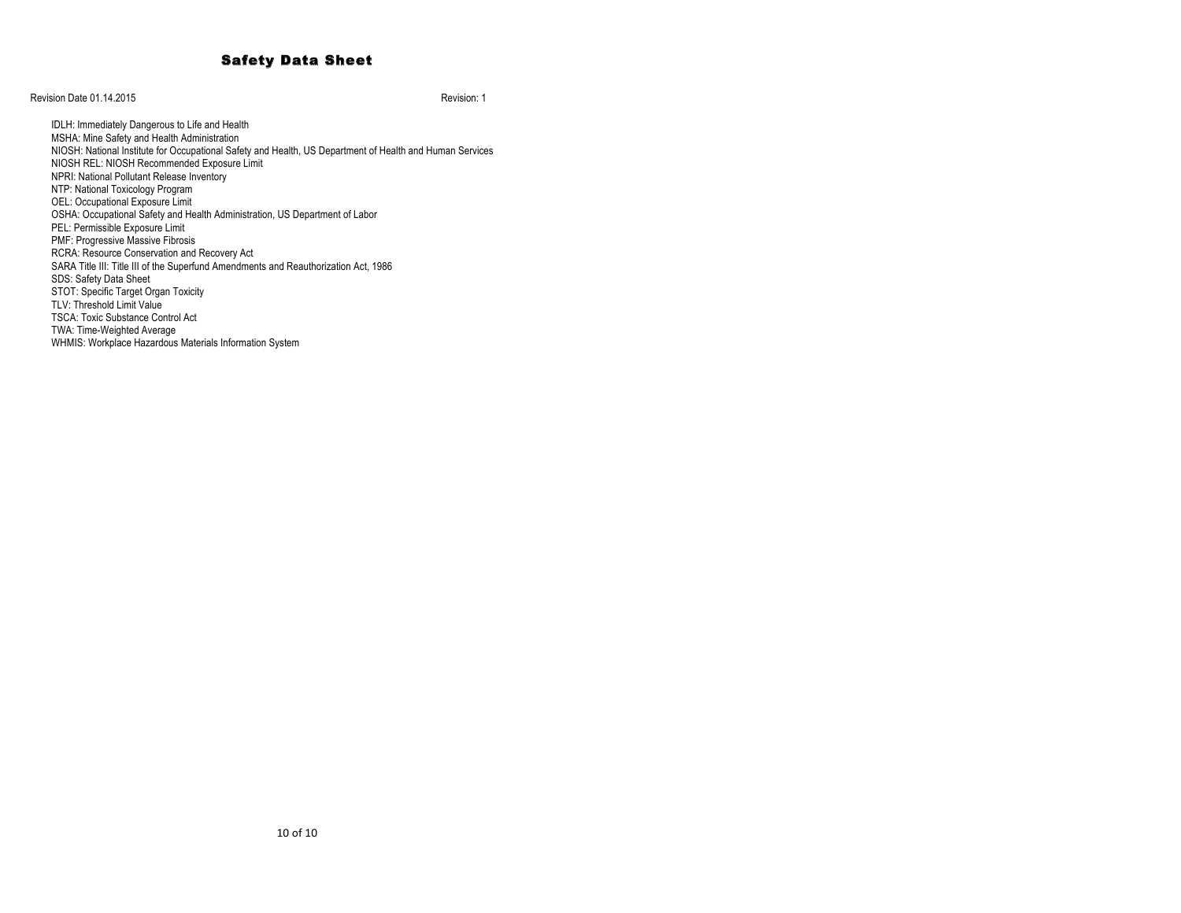IDLH: Immediately Dangerous to Life and Health
MSHA: Mine Safety and Health Administration
NIOSH: National Institute for Occupational Safety and Health, US Department of Health and Human Services
NIOSH REL: NIOSH Recommended Exposure Limit
NPRI: National Pollutant Release Inventory
NTP: National Toxicology Program
OEL: Occupational Exposure Limit
OSHA: Occupational Safety and Health Administration, US Department of Labor
PEL: Permissible Exposure Limit
PMF: Progressive Massive Fibrosis
RCRA: Resource Conservation and Recovery Act
SARA Title III: Title III of the Superfund Amendments and Reauthorization Act, 1986
SDS: Safety Data Sheet
STOT: Specific Target Organ Toxicity
TLV: Threshold Limit Value
TSCA: Toxic Substance Control Act
TWA: Time-Weighted Average
WHMIS: Workplace Hazardous Materials Information System